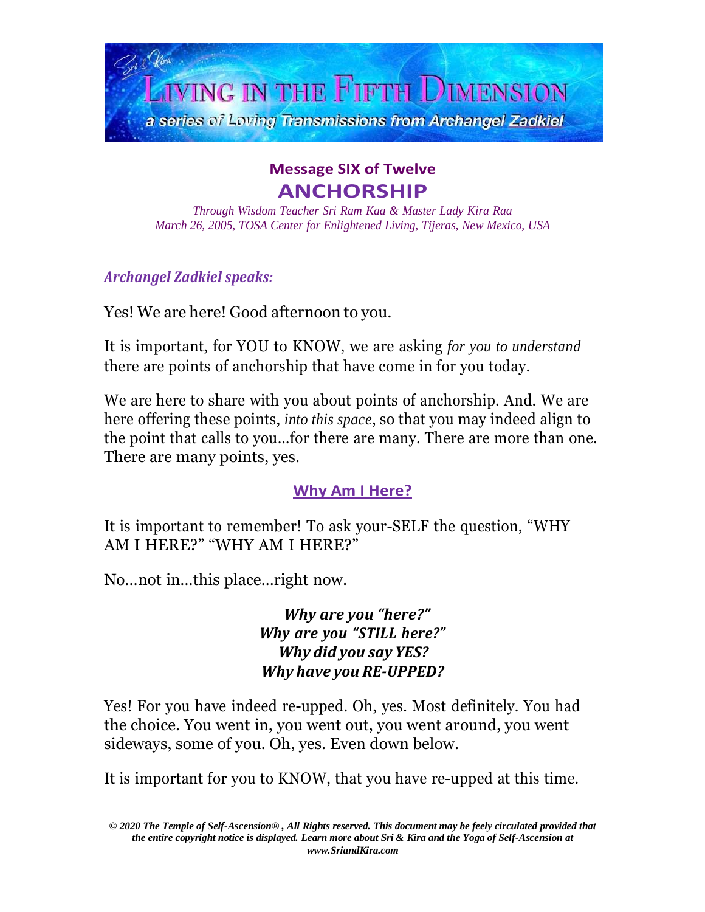# Living in the Fifth Dimension

a series of Loving Transmissions from Archangel Zadkiel

## Message SIX of Twelve
## ANCHORSHIP

*Through Wisdom Teacher Sri Ram Kaa & Master Lady Kira Raa*
*March 26, 2005, TOSA Center for Enlightened Living, Tijeras, New Mexico, USA*

***Archangel Zadkiel speaks:***

Yes! We are here! Good afternoon to you.

It is important, for YOU to KNOW, we are asking *for you to understand* there are points of anchorship that have come in for you today.

We are here to share with you about points of anchorship. And. We are here offering these points, *into this space*, so that you may indeed align to the point that calls to you…for there are many. There are more than one. There are many points, yes.

### Why Am I Here?

It is important to remember! To ask your-SELF the question, "WHY AM I HERE?" "WHY AM I HERE?"

No…not in…this place…right now.

***Why are you "here?"***
***Why are you "STILL here?"***
***Why did you say YES?***
***Why have you RE-UPPED?***

Yes! For you have indeed re-upped. Oh, yes. Most definitely. You had the choice. You went in, you went out, you went around, you went sideways, some of you. Oh, yes. Even down below.

It is important for you to KNOW, that you have re-upped at this time.

*© 2020 The Temple of Self-Ascension®, All Rights reserved. This document may be feely circulated provided that the entire copyright notice is displayed. Learn more about Sri & Kira and the Yoga of Self-Ascension at www.SriandKira.com*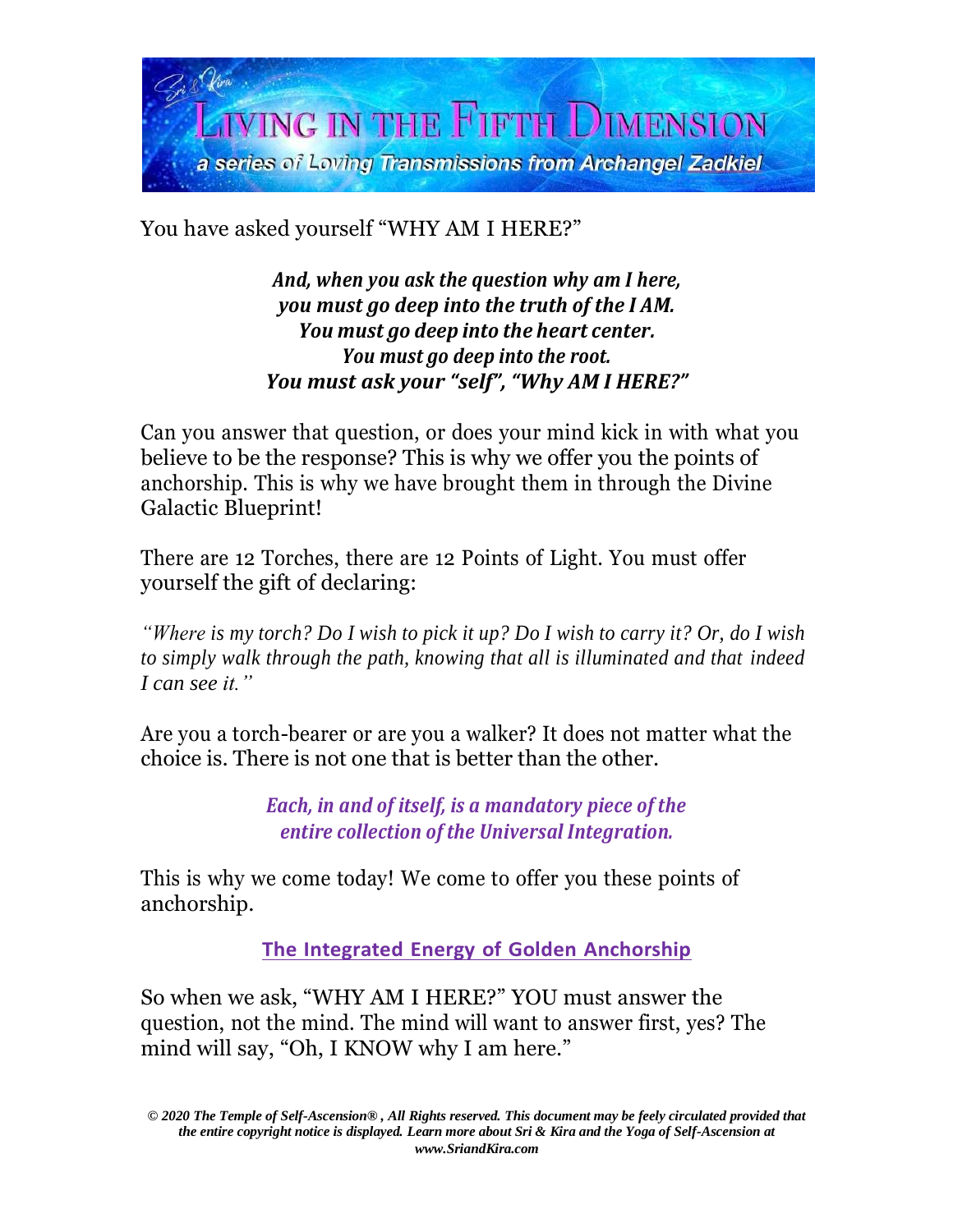You have asked yourself "WHY AM I HERE?"

***And, when you ask the question why am I here,***
***you must go deep into the truth of the I AM.***
***You must go deep into the heart center.***
***You must go deep into the root.***
***You must ask your "self", "Why AM I HERE?"***

Can you answer that question, or does your mind kick in with what you believe to be the response? This is why we offer you the points of anchorship. This is why we have brought them in through the Divine Galactic Blueprint!

There are 12 Torches, there are 12 Points of Light. You must offer yourself the gift of declaring:

*"Where is my torch? Do I wish to pick it up? Do I wish to carry it? Or, do I wish to simply walk through the path, knowing that all is illuminated and that indeed I can see it."*

Are you a torch-bearer or are you a walker? It does not matter what the choice is. There is not one that is better than the other.

***Each, in and of itself, is a mandatory piece of the entire collection of the Universal Integration.***

This is why we come today! We come to offer you these points of anchorship.

**The Integrated Energy of Golden Anchorship**

So when we ask, "WHY AM I HERE?" YOU must answer the question, not the mind. The mind will want to answer first, yes? The mind will say, "Oh, I KNOW why I am here."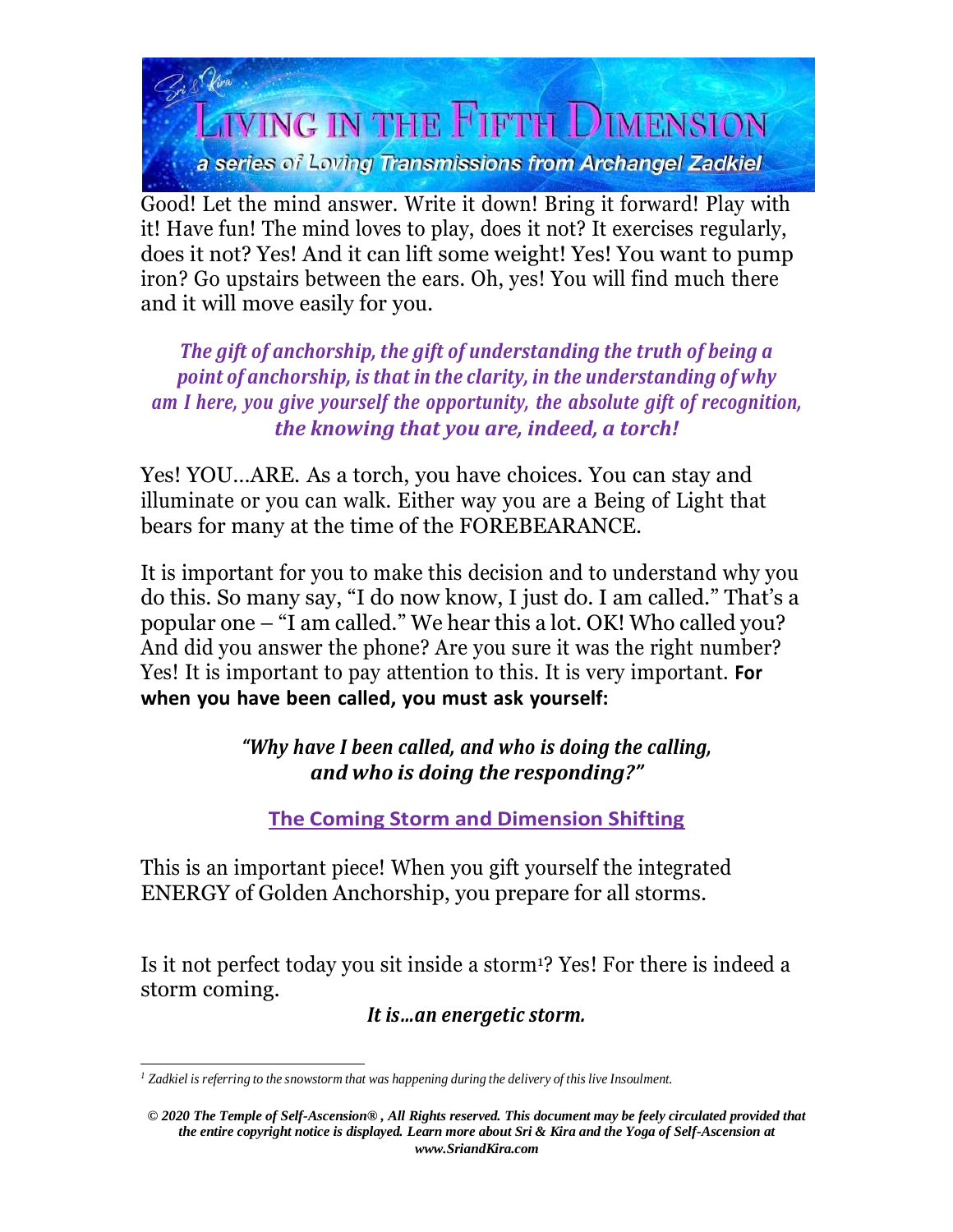Good! Let the mind answer. Write it down! Bring it forward! Play with it! Have fun! The mind loves to play, does it not? It exercises regularly, does it not? Yes! And it can lift some weight! Yes! You want to pump iron? Go upstairs between the ears. Oh, yes! You will find much there and it will move easily for you.

***The gift of anchorship, the gift of understanding the truth of being a point of anchorship, is that in the clarity, in the understanding of why am I here, you give yourself the opportunity, the absolute gift of recognition, the knowing that you are, indeed, a torch!***

Yes! YOU…ARE. As a torch, you have choices. You can stay and illuminate or you can walk. Either way you are a Being of Light that bears for many at the time of the FOREBEARANCE.

It is important for you to make this decision and to understand why you do this. So many say, "I do now know, I just do. I am called." That's a popular one – "I am called." We hear this a lot. OK! Who called you? And did you answer the phone? Are you sure it was the right number? Yes! It is important to pay attention to this. It is very important. **For when you have been called, you must ask yourself:**

***"Why have I been called, and who is doing the calling, and who is doing the responding?"***

## The Coming Storm and Dimension Shifting

This is an important piece! When you gift yourself the integrated ENERGY of Golden Anchorship, you prepare for all storms.

Is it not perfect today you sit inside a storm[1]? Yes! For there is indeed a storm coming.

***It is…an energetic storm.***

[1] *Zadkiel is referring to the snowstorm that was happening during the delivery of this live Insoulment.*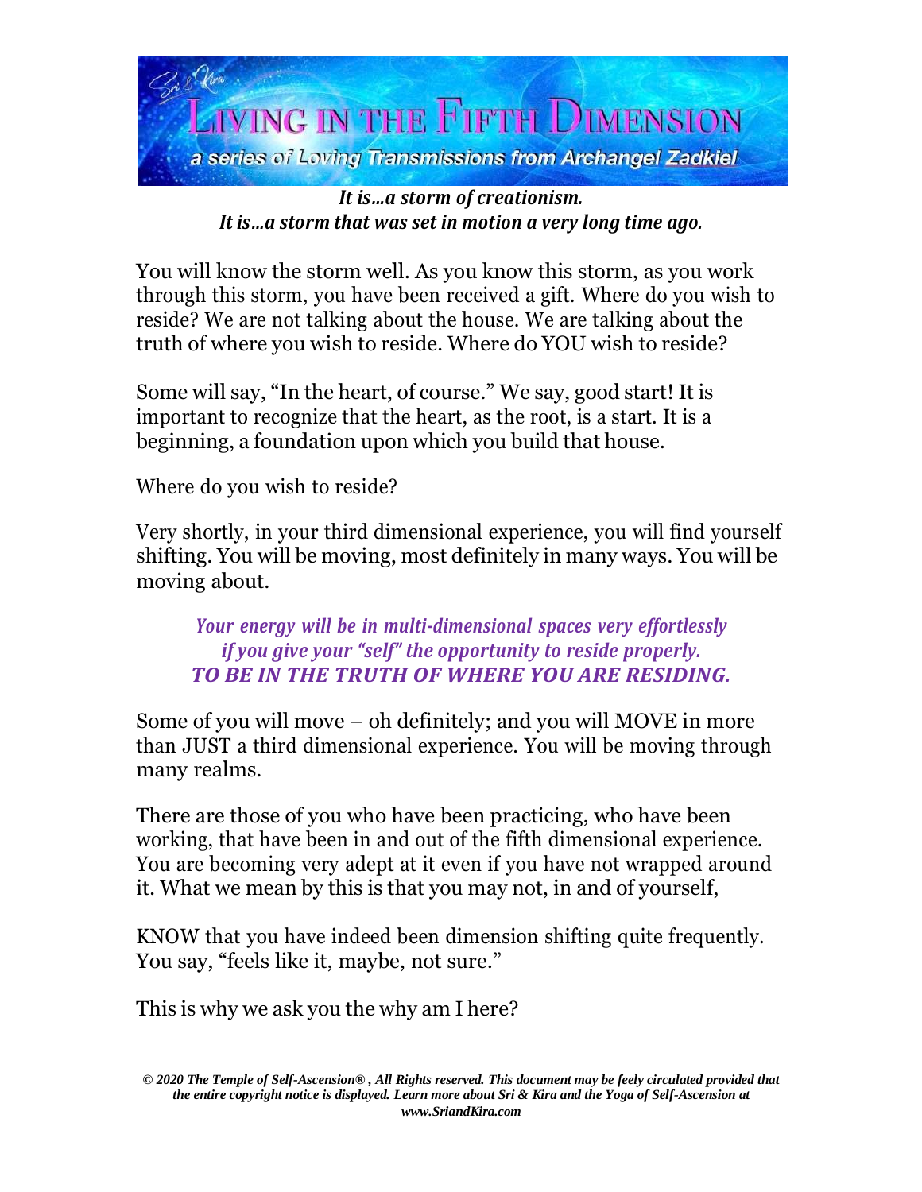*It is…a storm of creationism.*
*It is…a storm that was set in motion a very long time ago.*

You will know the storm well. As you know this storm, as you work through this storm, you have been received a gift. Where do you wish to reside? We are not talking about the house. We are talking about the truth of where you wish to reside. Where do YOU wish to reside?

Some will say, "In the heart, of course." We say, good start! It is important to recognize that the heart, as the root, is a start. It is a beginning, a foundation upon which you build that house.

Where do you wish to reside?

Very shortly, in your third dimensional experience, you will find yourself shifting. You will be moving, most definitely in many ways. You will be moving about.

> *Your energy will be in multi-dimensional spaces very effortlessly if you give your "self" the opportunity to reside properly.*
> ***TO BE IN THE TRUTH OF WHERE YOU ARE RESIDING.***

Some of you will move – oh definitely; and you will MOVE in more than JUST a third dimensional experience. You will be moving through many realms.

There are those of you who have been practicing, who have been working, that have been in and out of the fifth dimensional experience. You are becoming very adept at it even if you have not wrapped around it. What we mean by this is that you may not, in and of yourself,

KNOW that you have indeed been dimension shifting quite frequently. You say, "feels like it, maybe, not sure."

This is why we ask you the why am I here?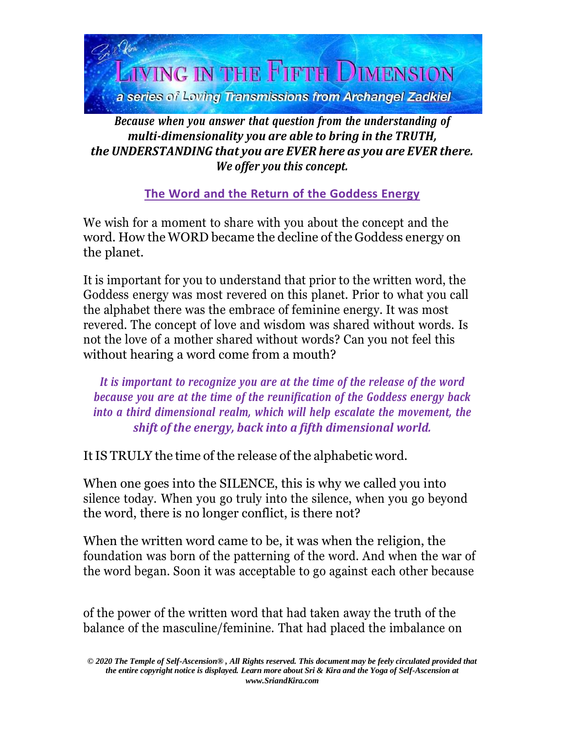***Because when you answer that question from the understanding of multi-dimensionality you are able to bring in the TRUTH, the UNDERSTANDING that you are EVER here as you are EVER there. We offer you this concept.***

## The Word and the Return of the Goddess Energy

We wish for a moment to share with you about the concept and the word. How the WORD became the decline of the Goddess energy on the planet.

It is important for you to understand that prior to the written word, the Goddess energy was most revered on this planet. Prior to what you call the alphabet there was the embrace of feminine energy. It was most revered. The concept of love and wisdom was shared without words. Is not the love of a mother shared without words? Can you not feel this without hearing a word come from a mouth?

***It is important to recognize you are at the time of the release of the word because you are at the time of the reunification of the Goddess energy back into a third dimensional realm, which will help escalate the movement, the shift of the energy, back into a fifth dimensional world.***

It IS TRULY the time of the release of the alphabetic word.

When one goes into the SILENCE, this is why we called you into silence today. When you go truly into the silence, when you go beyond the word, there is no longer conflict, is there not?

When the written word came to be, it was when the religion, the foundation was born of the patterning of the word. And when the war of the word began. Soon it was acceptable to go against each other because of the power of the written word that had taken away the truth of the balance of the masculine/feminine. That had placed the imbalance on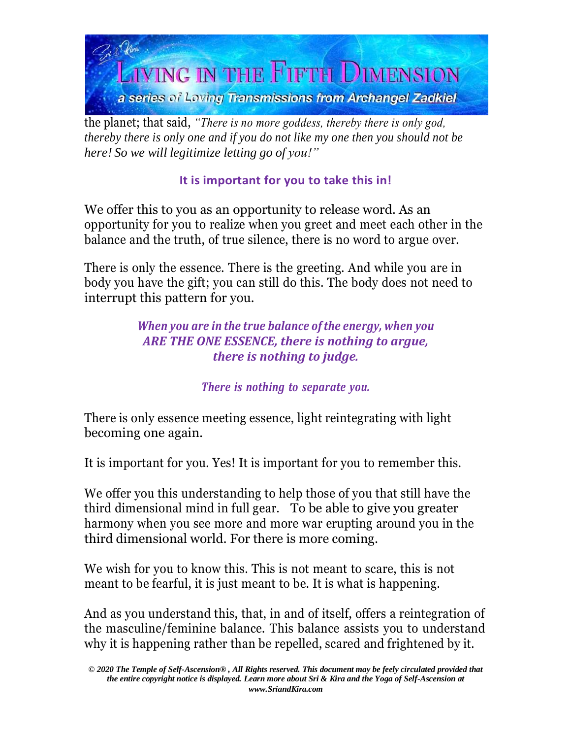the planet; that said, *"There is no more goddess, thereby there is only god, thereby there is only one and if you do not like my one then you should not be here! So we will legitimize letting go of you!"*

**It is important for you to take this in!**

We offer this to you as an opportunity to release word. As an opportunity for you to realize when you greet and meet each other in the balance and the truth, of true silence, there is no word to argue over.

There is only the essence. There is the greeting. And while you are in body you have the gift; you can still do this. The body does not need to interrupt this pattern for you.

***When you are in the true balance of the energy, when you ARE THE ONE ESSENCE, there is nothing to argue, there is nothing to judge.***

***There is nothing to separate you.***

There is only essence meeting essence, light reintegrating with light becoming one again.

It is important for you. Yes! It is important for you to remember this.

We offer you this understanding to help those of you that still have the third dimensional mind in full gear. To be able to give you greater harmony when you see more and more war erupting around you in the third dimensional world. For there is more coming.

We wish for you to know this. This is not meant to scare, this is not meant to be fearful, it is just meant to be. It is what is happening.

And as you understand this, that, in and of itself, offers a reintegration of the masculine/feminine balance. This balance assists you to understand why it is happening rather than be repelled, scared and frightened by it.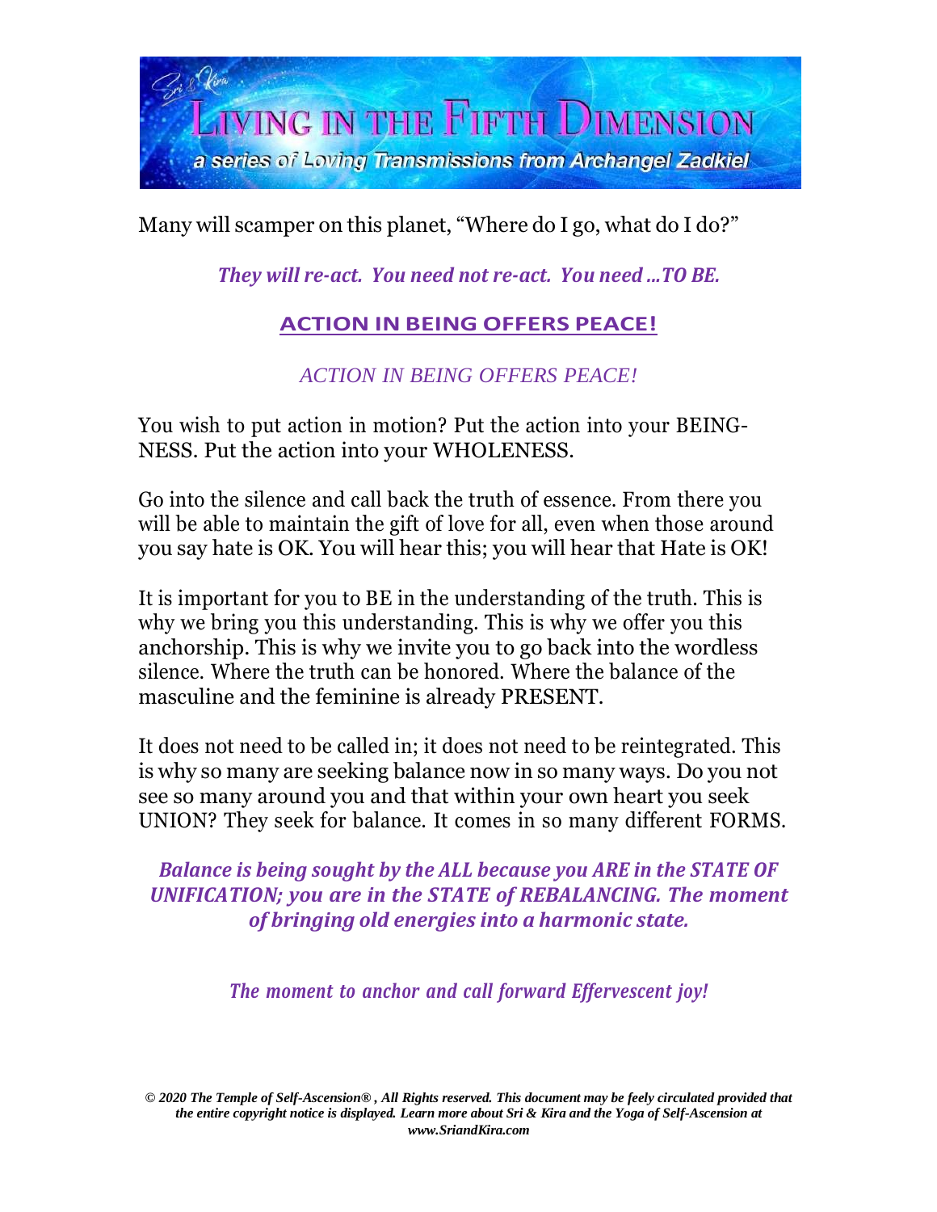Many will scamper on this planet, "Where do I go, what do I do?"

***They will re-act. You need not re-act. You need …TO BE.***

**ACTION IN BEING OFFERS PEACE!**

*ACTION IN BEING OFFERS PEACE!*

You wish to put action in motion? Put the action into your BEING-NESS. Put the action into your WHOLENESS.

Go into the silence and call back the truth of essence. From there you will be able to maintain the gift of love for all, even when those around you say hate is OK. You will hear this; you will hear that Hate is OK!

It is important for you to BE in the understanding of the truth. This is why we bring you this understanding. This is why we offer you this anchorship. This is why we invite you to go back into the wordless silence. Where the truth can be honored. Where the balance of the masculine and the feminine is already PRESENT.

It does not need to be called in; it does not need to be reintegrated. This is why so many are seeking balance now in so many ways. Do you not see so many around you and that within your own heart you seek UNION? They seek for balance. It comes in so many different FORMS.

***Balance is being sought by the ALL because you ARE in the STATE OF UNIFICATION; you are in the STATE of REBALANCING. The moment of bringing old energies into a harmonic state.***

***The moment to anchor and call forward Effervescent joy!***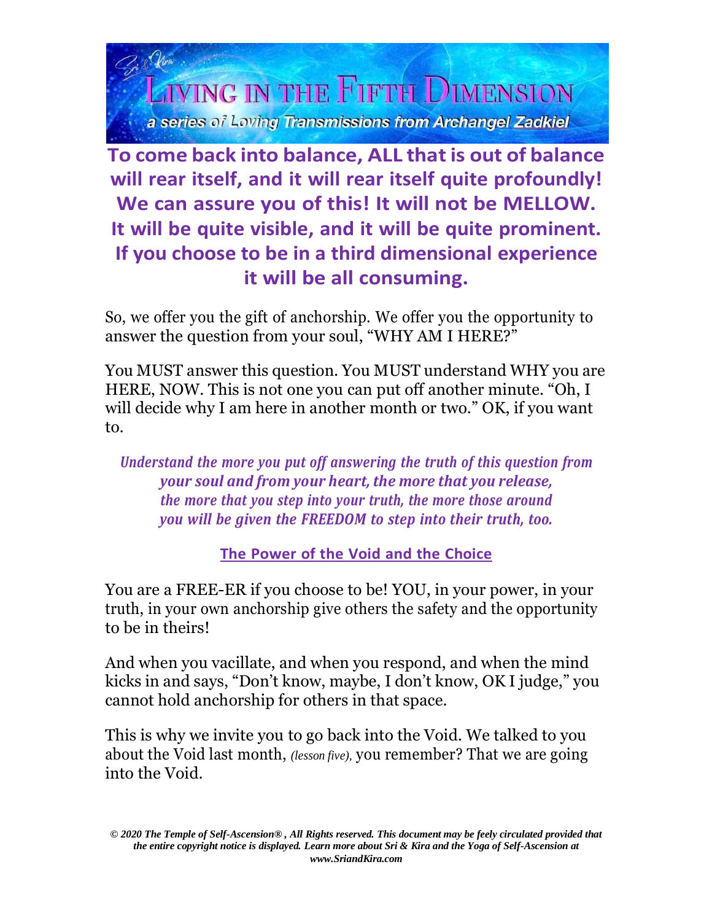**To come back into balance, ALL that is out of balance will rear itself, and it will rear itself quite profoundly! We can assure you of this! It will not be MELLOW. It will be quite visible, and it will be quite prominent. If you choose to be in a third dimensional experience it will be all consuming.**

So, we offer you the gift of anchorship. We offer you the opportunity to answer the question from your soul, "WHY AM I HERE?"

You MUST answer this question. You MUST understand WHY you are HERE, NOW. This is not one you can put off another minute. "Oh, I will decide why I am here in another month or two." OK, if you want to.

*Understand the more you put off answering the truth of this question from your soul and from your heart, the more that you release, the more that you step into your truth, the more those around you will be given the FREEDOM to step into their truth, too.*

## The Power of the Void and the Choice

You are a FREE-ER if you choose to be! YOU, in your power, in your truth, in your own anchorship give others the safety and the opportunity to be in theirs!

And when you vacillate, and when you respond, and when the mind kicks in and says, "Don't know, maybe, I don't know, OK I judge," you cannot hold anchorship for others in that space.

This is why we invite you to go back into the Void. We talked to you about the Void last month, *(lesson five),* you remember? That we are going into the Void.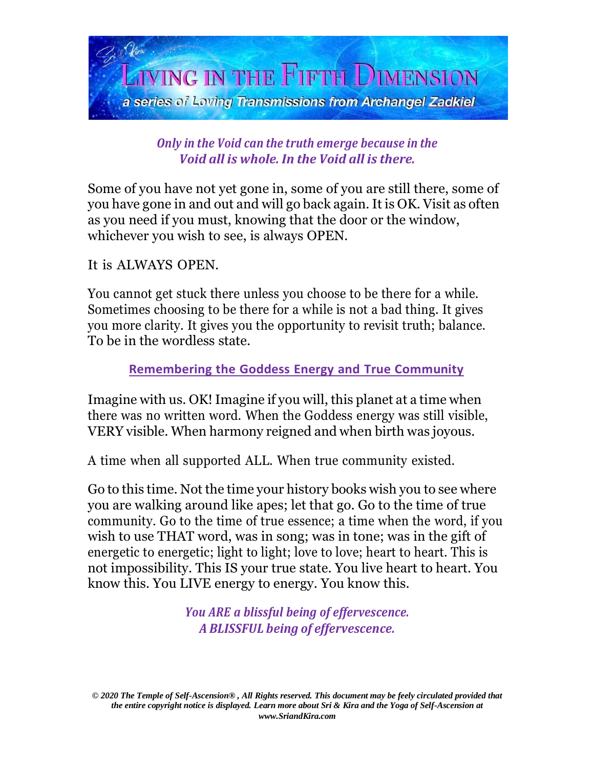*Only in the Void can the truth emerge because in the Void all is whole. In the Void all is there.*

Some of you have not yet gone in, some of you are still there, some of you have gone in and out and will go back again. It is OK. Visit as often as you need if you must, knowing that the door or the window, whichever you wish to see, is always OPEN.

It is ALWAYS OPEN.

You cannot get stuck there unless you choose to be there for a while. Sometimes choosing to be there for a while is not a bad thing. It gives you more clarity. It gives you the opportunity to revisit truth; balance. To be in the wordless state.

## Remembering the Goddess Energy and True Community

Imagine with us. OK! Imagine if you will, this planet at a time when there was no written word. When the Goddess energy was still visible, VERY visible. When harmony reigned and when birth was joyous.

A time when all supported ALL. When true community existed.

Go to this time. Not the time your history books wish you to see where you are walking around like apes; let that go. Go to the time of true community. Go to the time of true essence; a time when the word, if you wish to use THAT word, was in song; was in tone; was in the gift of energetic to energetic; light to light; love to love; heart to heart. This is not impossibility. This IS your true state. You live heart to heart. You know this. You LIVE energy to energy. You know this.

*You ARE a blissful being of effervescence.*
*A BLISSFUL being of effervescence.*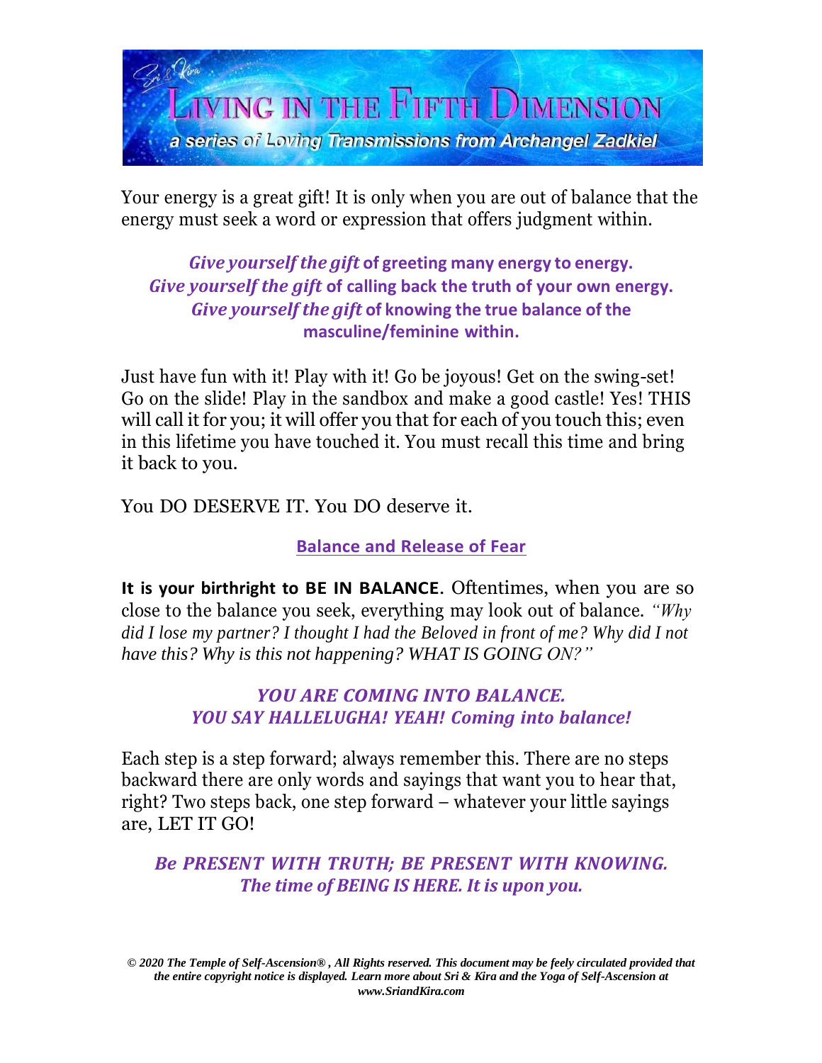Your energy is a great gift! It is only when you are out of balance that the energy must seek a word or expression that offers judgment within.

***Give yourself the gift* of greeting many energy to energy.**
***Give yourself the gift* of calling back the truth of your own energy.**
***Give yourself the gift* of knowing the true balance of the masculine/feminine within.**

Just have fun with it! Play with it! Go be joyous! Get on the swing-set! Go on the slide! Play in the sandbox and make a good castle! Yes! THIS will call it for you; it will offer you that for each of you touch this; even in this lifetime you have touched it. You must recall this time and bring it back to you.

You DO DESERVE IT. You DO deserve it.

## Balance and Release of Fear

**It is your birthright to BE IN BALANCE**. Oftentimes, when you are so close to the balance you seek, everything may look out of balance. *"Why did I lose my partner? I thought I had the Beloved in front of me? Why did I not have this? Why is this not happening? WHAT IS GOING ON?"*

***YOU ARE COMING INTO BALANCE.***
***YOU SAY HALLELUGHA! YEAH! Coming into balance!***

Each step is a step forward; always remember this. There are no steps backward there are only words and sayings that want you to hear that, right? Two steps back, one step forward – whatever your little sayings are, LET IT GO!

***Be PRESENT WITH TRUTH; BE PRESENT WITH KNOWING.***
***The time of BEING IS HERE. It is upon you.***

***© 2020 The Temple of Self-Ascension®, All Rights reserved. This document may be feely circulated provided that the entire copyright notice is displayed. Learn more about Sri & Kira and the Yoga of Self-Ascension at www.SriandKira.com***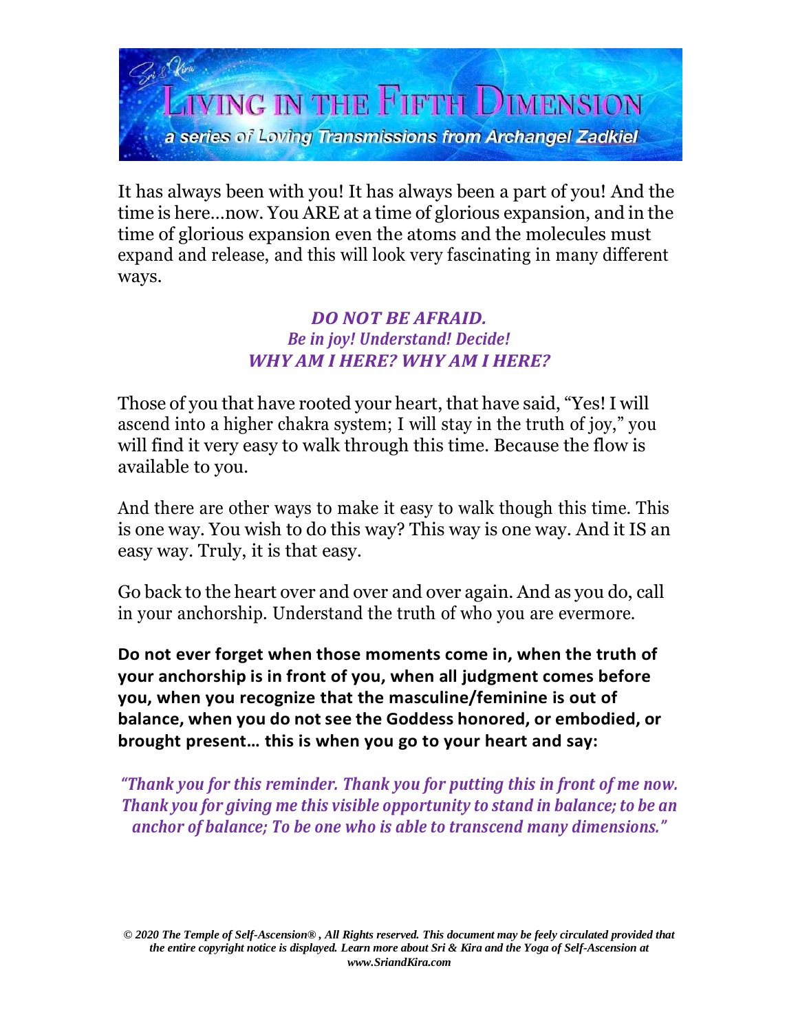It has always been with you! It has always been a part of you! And the time is here…now. You ARE at a time of glorious expansion, and in the time of glorious expansion even the atoms and the molecules must expand and release, and this will look very fascinating in many different ways.

***DO NOT BE AFRAID.***
***Be in joy! Understand! Decide!***
***WHY AM I HERE? WHY AM I HERE?***

Those of you that have rooted your heart, that have said, "Yes! I will ascend into a higher chakra system; I will stay in the truth of joy," you will find it very easy to walk through this time. Because the flow is available to you.

And there are other ways to make it easy to walk though this time. This is one way. You wish to do this way? This way is one way. And it IS an easy way. Truly, it is that easy.

Go back to the heart over and over and over again. And as you do, call in your anchorship. Understand the truth of who you are evermore.

**Do not ever forget when those moments come in, when the truth of your anchorship is in front of you, when all judgment comes before you, when you recognize that the masculine/feminine is out of balance, when you do not see the Goddess honored, or embodied, or brought present… this is when you go to your heart and say:**

*"Thank you for this reminder. Thank you for putting this in front of me now. Thank you for giving me this visible opportunity to stand in balance; to be an anchor of balance; To be one who is able to transcend many dimensions."*

***© 2020 The Temple of Self-Ascension®, All Rights reserved. This document may be feely circulated provided that the entire copyright notice is displayed. Learn more about Sri & Kira and the Yoga of Self-Ascension at www.SriandKira.com***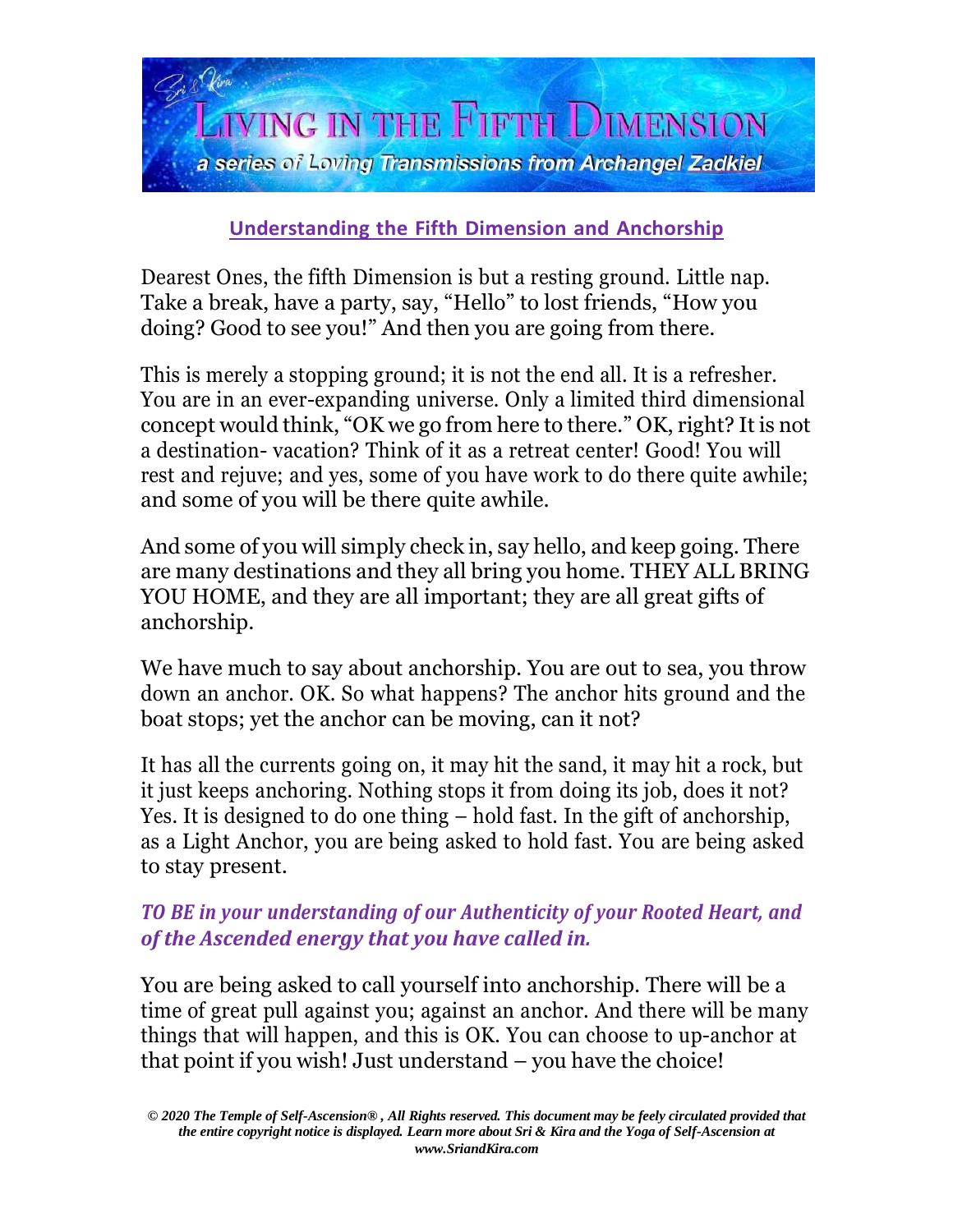## Understanding the Fifth Dimension and Anchorship

Dearest Ones, the fifth Dimension is but a resting ground. Little nap. Take a break, have a party, say, "Hello" to lost friends, "How you doing? Good to see you!" And then you are going from there.

This is merely a stopping ground; it is not the end all. It is a refresher. You are in an ever-expanding universe. Only a limited third dimensional concept would think, "OK we go from here to there." OK, right? It is not a destination- vacation? Think of it as a retreat center! Good! You will rest and rejuve; and yes, some of you have work to do there quite awhile; and some of you will be there quite awhile.

And some of you will simply check in, say hello, and keep going. There are many destinations and they all bring you home. THEY ALL BRING YOU HOME, and they are all important; they are all great gifts of anchorship.

We have much to say about anchorship. You are out to sea, you throw down an anchor. OK. So what happens? The anchor hits ground and the boat stops; yet the anchor can be moving, can it not?

It has all the currents going on, it may hit the sand, it may hit a rock, but it just keeps anchoring. Nothing stops it from doing its job, does it not? Yes. It is designed to do one thing – hold fast. In the gift of anchorship, as a Light Anchor, you are being asked to hold fast. You are being asked to stay present.

***TO BE in your understanding of our Authenticity of your Rooted Heart, and of the Ascended energy that you have called in.***

You are being asked to call yourself into anchorship. There will be a time of great pull against you; against an anchor. And there will be many things that will happen, and this is OK. You can choose to up-anchor at that point if you wish! Just understand – you have the choice!

*© 2020 The Temple of Self-Ascension®, All Rights reserved. This document may be feely circulated provided that the entire copyright notice is displayed. Learn more about Sri & Kira and the Yoga of Self-Ascension at www.SriandKira.com*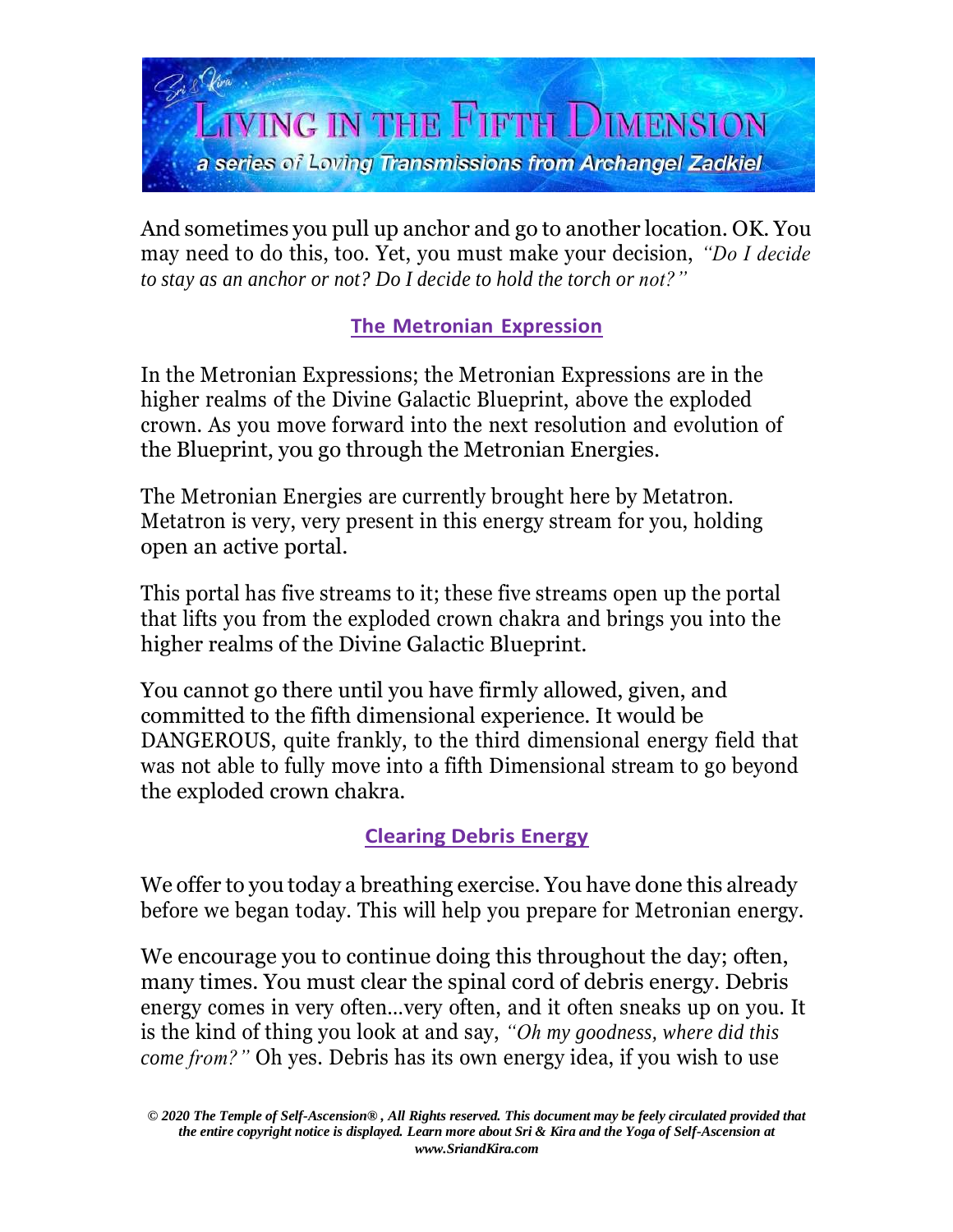And sometimes you pull up anchor and go to another location. OK. You may need to do this, too. Yet, you must make your decision, *"Do I decide to stay as an anchor or not? Do I decide to hold the torch or not?"*

## The Metronian Expression

In the Metronian Expressions; the Metronian Expressions are in the higher realms of the Divine Galactic Blueprint, above the exploded crown. As you move forward into the next resolution and evolution of the Blueprint, you go through the Metronian Energies.

The Metronian Energies are currently brought here by Metatron. Metatron is very, very present in this energy stream for you, holding open an active portal.

This portal has five streams to it; these five streams open up the portal that lifts you from the exploded crown chakra and brings you into the higher realms of the Divine Galactic Blueprint.

You cannot go there until you have firmly allowed, given, and committed to the fifth dimensional experience. It would be DANGEROUS, quite frankly, to the third dimensional energy field that was not able to fully move into a fifth Dimensional stream to go beyond the exploded crown chakra.

## Clearing Debris Energy

We offer to you today a breathing exercise. You have done this already before we began today. This will help you prepare for Metronian energy.

We encourage you to continue doing this throughout the day; often, many times. You must clear the spinal cord of debris energy. Debris energy comes in very often...very often, and it often sneaks up on you. It is the kind of thing you look at and say, *"Oh my goodness, where did this come from?"* Oh yes. Debris has its own energy idea, if you wish to use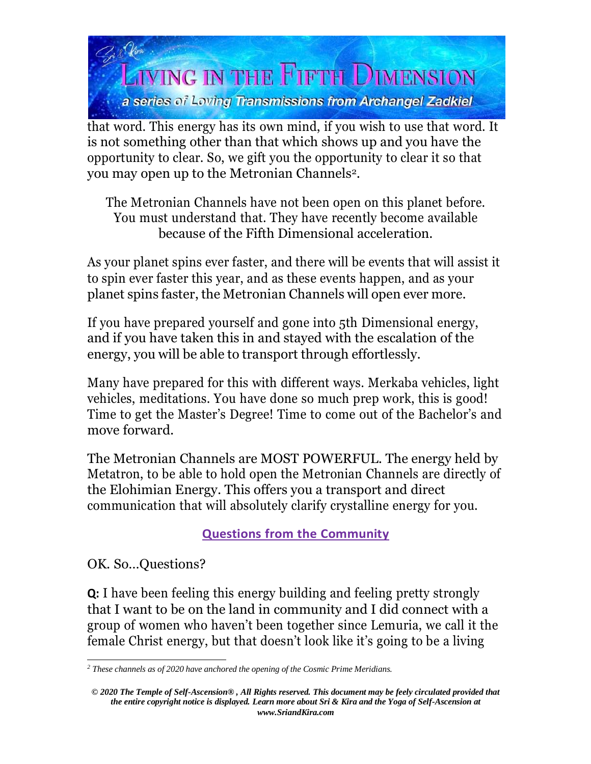that word. This energy has its own mind, if you wish to use that word. It is not something other than that which shows up and you have the opportunity to clear. So, we gift you the opportunity to clear it so that you may open up to the Metronian Channels[2].

The Metronian Channels have not been open on this planet before. You must understand that. They have recently become available because of the Fifth Dimensional acceleration.

As your planet spins ever faster, and there will be events that will assist it to spin ever faster this year, and as these events happen, and as your planet spins faster, the Metronian Channels will open ever more.

If you have prepared yourself and gone into 5th Dimensional energy, and if you have taken this in and stayed with the escalation of the energy, you will be able to transport through effortlessly.

Many have prepared for this with different ways. Merkaba vehicles, light vehicles, meditations. You have done so much prep work, this is good! Time to get the Master's Degree! Time to come out of the Bachelor's and move forward.

The Metronian Channels are MOST POWERFUL. The energy held by Metatron, to be able to hold open the Metronian Channels are directly of the Elohimian Energy. This offers you a transport and direct communication that will absolutely clarify crystalline energy for you.

## Questions from the Community

OK. So…Questions?

**Q:** I have been feeling this energy building and feeling pretty strongly that I want to be on the land in community and I did connect with a group of women who haven't been together since Lemuria, we call it the female Christ energy, but that doesn't look like it's going to be a living

---

[2] *These channels as of 2020 have anchored the opening of the Cosmic Prime Meridians.*

*© 2020 The Temple of Self-Ascension®, All Rights reserved. This document may be feely circulated provided that the entire copyright notice is displayed. Learn more about Sri & Kira and the Yoga of Self-Ascension at www.SriandKira.com*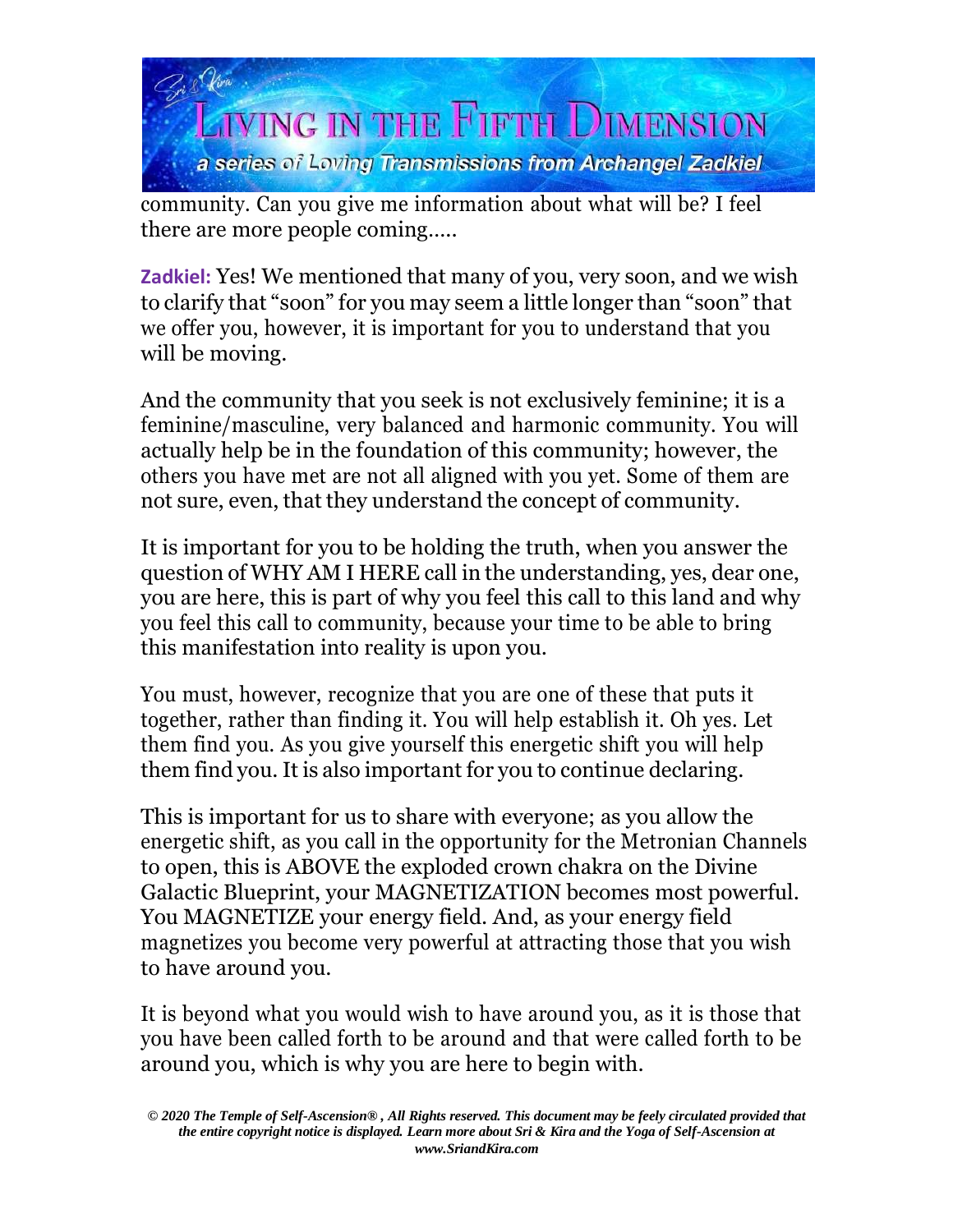community. Can you give me information about what will be? I feel there are more people coming.....

**Zadkiel:** Yes! We mentioned that many of you, very soon, and we wish to clarify that "soon" for you may seem a little longer than "soon" that we offer you, however, it is important for you to understand that you will be moving.

And the community that you seek is not exclusively feminine; it is a feminine/masculine, very balanced and harmonic community. You will actually help be in the foundation of this community; however, the others you have met are not all aligned with you yet. Some of them are not sure, even, that they understand the concept of community.

It is important for you to be holding the truth, when you answer the question of WHY AM I HERE call in the understanding, yes, dear one, you are here, this is part of why you feel this call to this land and why you feel this call to community, because your time to be able to bring this manifestation into reality is upon you.

You must, however, recognize that you are one of these that puts it together, rather than finding it. You will help establish it. Oh yes. Let them find you. As you give yourself this energetic shift you will help them find you. It is also important for you to continue declaring.

This is important for us to share with everyone; as you allow the energetic shift, as you call in the opportunity for the Metronian Channels to open, this is ABOVE the exploded crown chakra on the Divine Galactic Blueprint, your MAGNETIZATION becomes most powerful. You MAGNETIZE your energy field. And, as your energy field magnetizes you become very powerful at attracting those that you wish to have around you.

It is beyond what you would wish to have around you, as it is those that you have been called forth to be around and that were called forth to be around you, which is why you are here to begin with.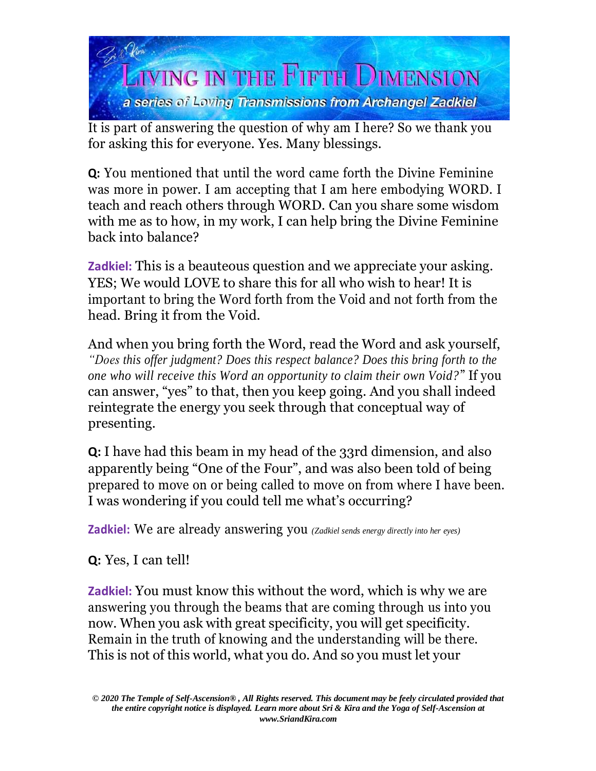It is part of answering the question of why am I here? So we thank you for asking this for everyone. Yes. Many blessings.

**Q:** You mentioned that until the word came forth the Divine Feminine was more in power. I am accepting that I am here embodying WORD. I teach and reach others through WORD. Can you share some wisdom with me as to how, in my work, I can help bring the Divine Feminine back into balance?

**Zadkiel:** This is a beauteous question and we appreciate your asking. YES; We would LOVE to share this for all who wish to hear! It is important to bring the Word forth from the Void and not forth from the head. Bring it from the Void.

And when you bring forth the Word, read the Word and ask yourself, *"Does this offer judgment? Does this respect balance? Does this bring forth to the one who will receive this Word an opportunity to claim their own Void?"* If you can answer, "yes" to that, then you keep going. And you shall indeed reintegrate the energy you seek through that conceptual way of presenting.

**Q:** I have had this beam in my head of the 33rd dimension, and also apparently being "One of the Four", and was also been told of being prepared to move on or being called to move on from where I have been. I was wondering if you could tell me what's occurring?

**Zadkiel:** We are already answering you *(Zadkiel sends energy directly into her eyes)*

**Q:** Yes, I can tell!

**Zadkiel:** You must know this without the word, which is why we are answering you through the beams that are coming through us into you now. When you ask with great specificity, you will get specificity. Remain in the truth of knowing and the understanding will be there. This is not of this world, what you do. And so you must let your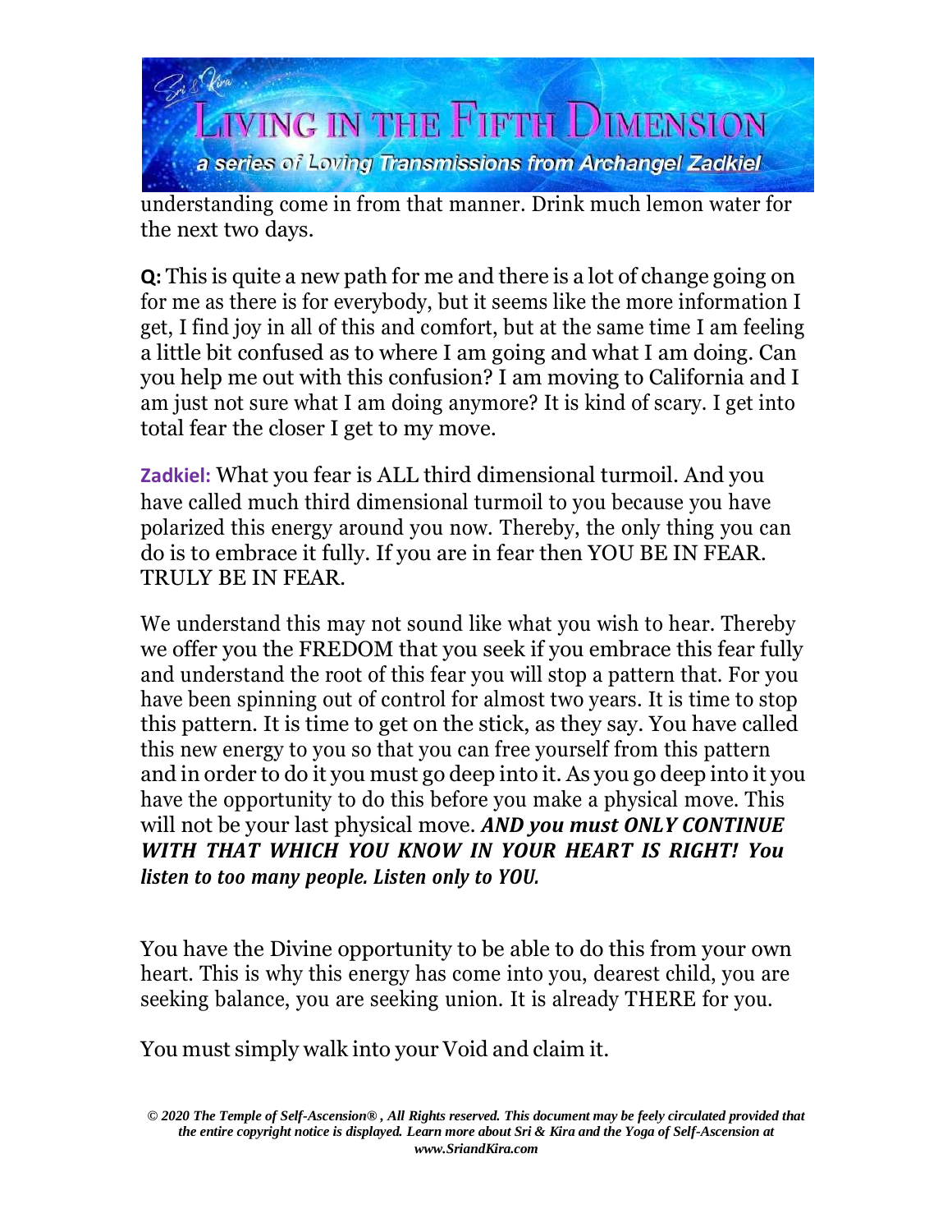understanding come in from that manner. Drink much lemon water for the next two days.

**Q:** This is quite a new path for me and there is a lot of change going on for me as there is for everybody, but it seems like the more information I get, I find joy in all of this and comfort, but at the same time I am feeling a little bit confused as to where I am going and what I am doing. Can you help me out with this confusion? I am moving to California and I am just not sure what I am doing anymore? It is kind of scary. I get into total fear the closer I get to my move.

**Zadkiel:** What you fear is ALL third dimensional turmoil. And you have called much third dimensional turmoil to you because you have polarized this energy around you now. Thereby, the only thing you can do is to embrace it fully. If you are in fear then YOU BE IN FEAR. TRULY BE IN FEAR.

We understand this may not sound like what you wish to hear. Thereby we offer you the FREDOM that you seek if you embrace this fear fully and understand the root of this fear you will stop a pattern that. For you have been spinning out of control for almost two years. It is time to stop this pattern. It is time to get on the stick, as they say. You have called this new energy to you so that you can free yourself from this pattern and in order to do it you must go deep into it. As you go deep into it you have the opportunity to do this before you make a physical move. This will not be your last physical move. ***AND you must ONLY CONTINUE WITH THAT WHICH YOU KNOW IN YOUR HEART IS RIGHT! You listen to too many people. Listen only to YOU.***

You have the Divine opportunity to be able to do this from your own heart. This is why this energy has come into you, dearest child, you are seeking balance, you are seeking union. It is already THERE for you.

You must simply walk into your Void and claim it.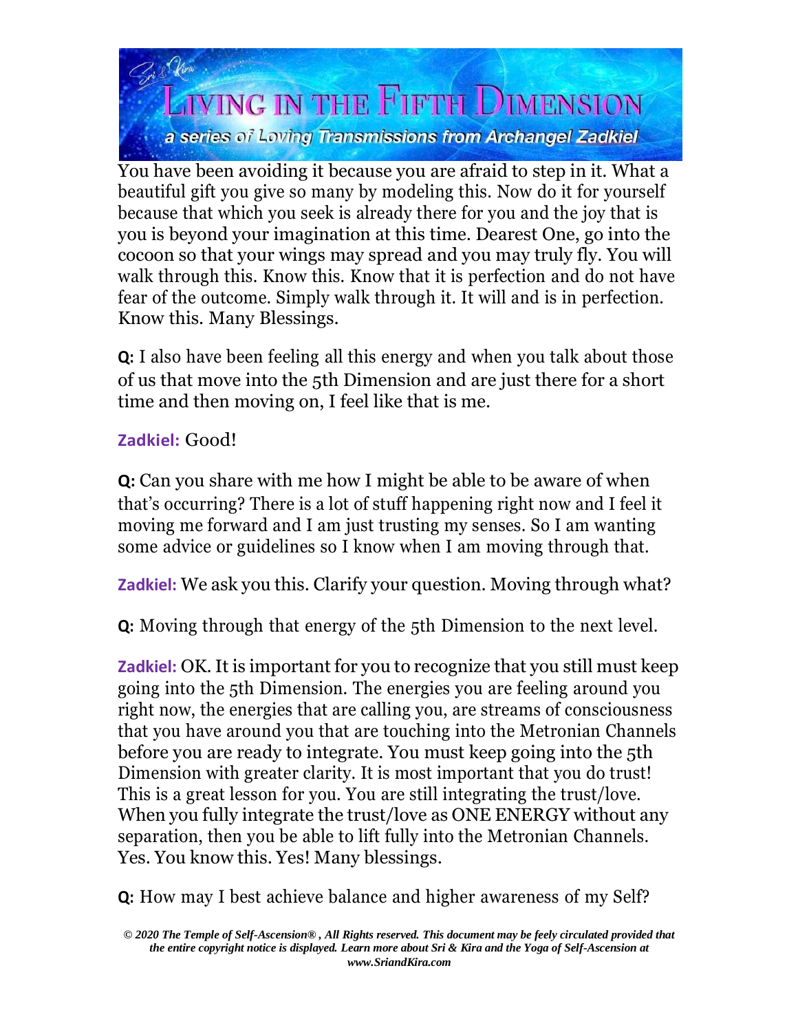You have been avoiding it because you are afraid to step in it. What a beautiful gift you give so many by modeling this. Now do it for yourself because that which you seek is already there for you and the joy that is you is beyond your imagination at this time. Dearest One, go into the cocoon so that your wings may spread and you may truly fly. You will walk through this. Know this. Know that it is perfection and do not have fear of the outcome. Simply walk through it. It will and is in perfection. Know this. Many Blessings.

**Q:** I also have been feeling all this energy and when you talk about those of us that move into the 5th Dimension and are just there for a short time and then moving on, I feel like that is me.

**Zadkiel:** Good!

**Q:** Can you share with me how I might be able to be aware of when that's occurring? There is a lot of stuff happening right now and I feel it moving me forward and I am just trusting my senses. So I am wanting some advice or guidelines so I know when I am moving through that.

**Zadkiel:** We ask you this. Clarify your question. Moving through what?

**Q:** Moving through that energy of the 5th Dimension to the next level.

**Zadkiel:** OK. It is important for you to recognize that you still must keep going into the 5th Dimension. The energies you are feeling around you right now, the energies that are calling you, are streams of consciousness that you have around you that are touching into the Metronian Channels before you are ready to integrate. You must keep going into the 5th Dimension with greater clarity. It is most important that you do trust! This is a great lesson for you. You are still integrating the trust/love. When you fully integrate the trust/love as ONE ENERGY without any separation, then you be able to lift fully into the Metronian Channels. Yes. You know this. Yes! Many blessings.

**Q:** How may I best achieve balance and higher awareness of my Self?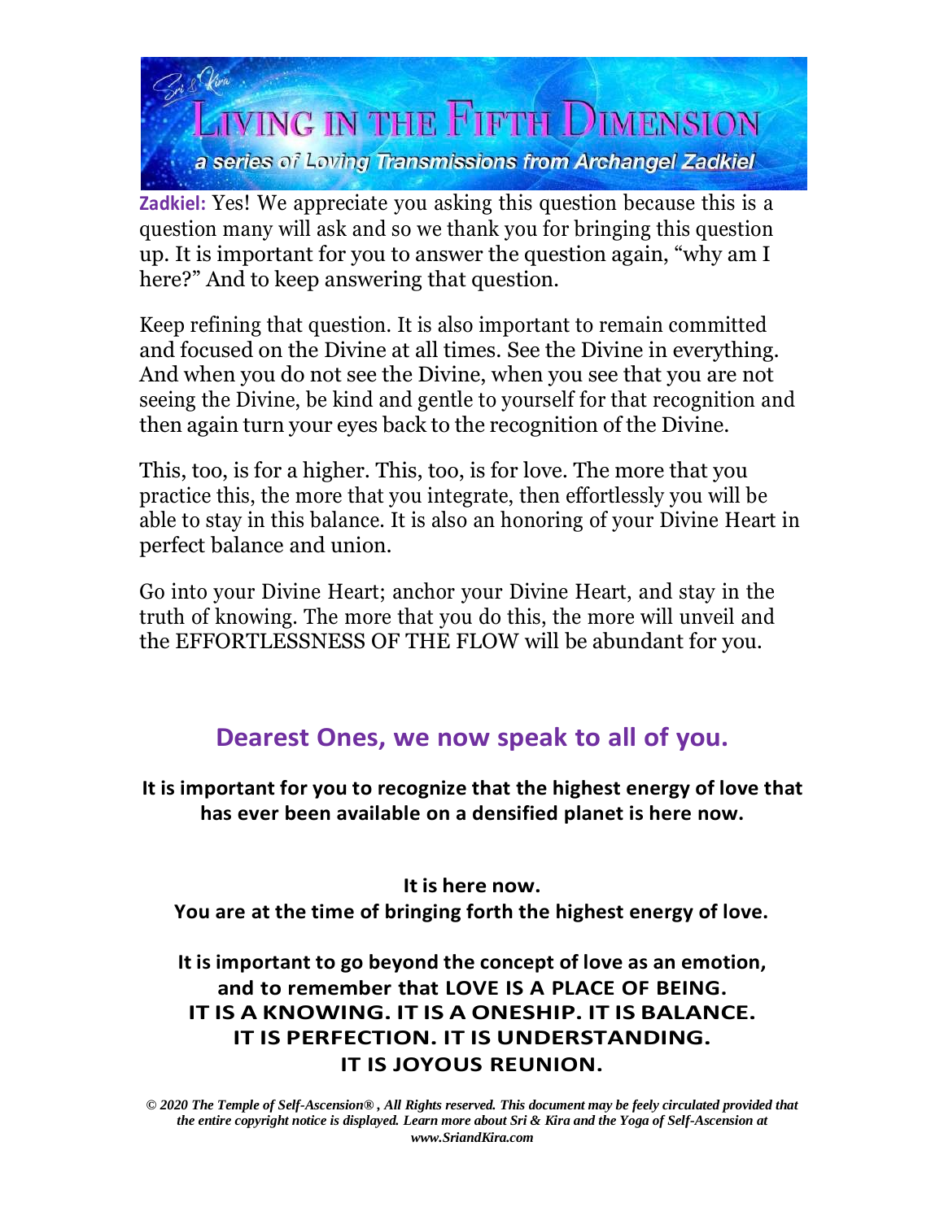**Zadkiel:** Yes! We appreciate you asking this question because this is a question many will ask and so we thank you for bringing this question up. It is important for you to answer the question again, "why am I here?" And to keep answering that question.

Keep refining that question. It is also important to remain committed and focused on the Divine at all times. See the Divine in everything. And when you do not see the Divine, when you see that you are not seeing the Divine, be kind and gentle to yourself for that recognition and then again turn your eyes back to the recognition of the Divine.

This, too, is for a higher. This, too, is for love. The more that you practice this, the more that you integrate, then effortlessly you will be able to stay in this balance. It is also an honoring of your Divine Heart in perfect balance and union.

Go into your Divine Heart; anchor your Divine Heart, and stay in the truth of knowing. The more that you do this, the more will unveil and the EFFORTLESSNESS OF THE FLOW will be abundant for you.

## Dearest Ones, we now speak to all of you.

**It is important for you to recognize that the highest energy of love that has ever been available on a densified planet is here now.**

**It is here now.**
**You are at the time of bringing forth the highest energy of love.**

**It is important to go beyond the concept of love as an emotion, and to remember that LOVE IS A PLACE OF BEING. IT IS A KNOWING. IT IS A ONESHIP. IT IS BALANCE. IT IS PERFECTION. IT IS UNDERSTANDING. IT IS JOYOUS REUNION.**

*© 2020 The Temple of Self-Ascension®, All Rights reserved. This document may be feely circulated provided that the entire copyright notice is displayed. Learn more about Sri & Kira and the Yoga of Self-Ascension at www.SriandKira.com*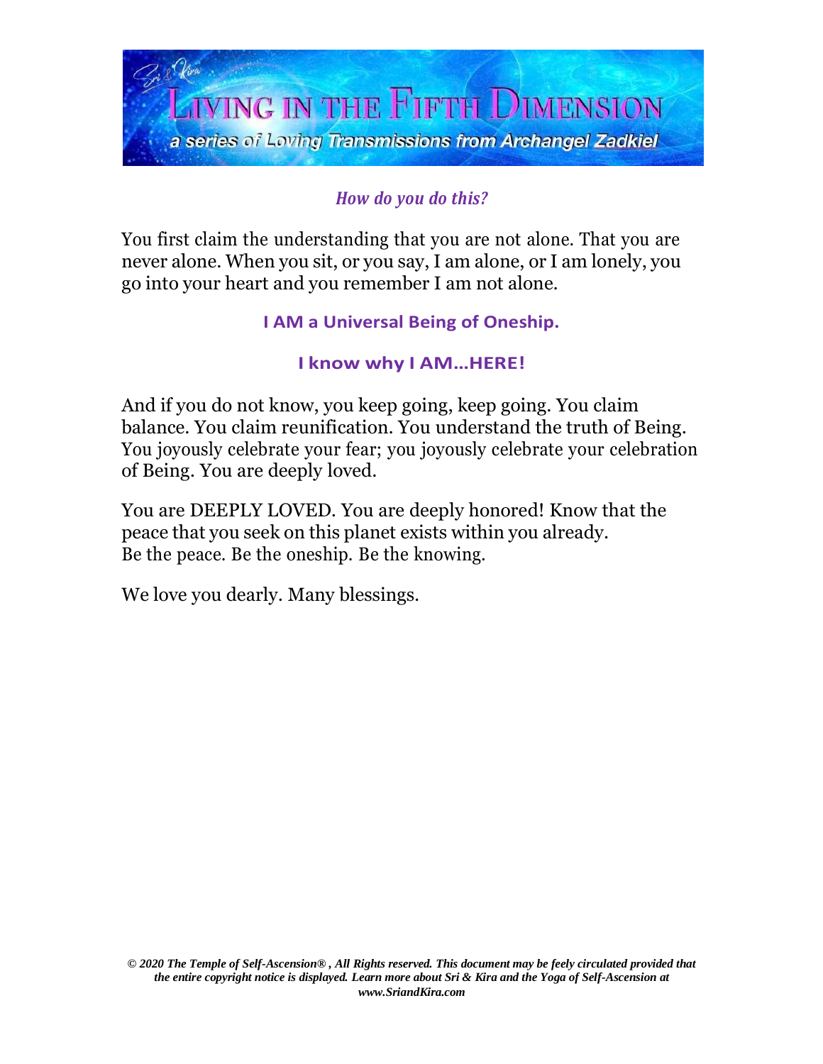*How do you do this?*

You first claim the understanding that you are not alone. That you are never alone. When you sit, or you say, I am alone, or I am lonely, you go into your heart and you remember I am not alone.

**I AM a Universal Being of Oneship.**

**I know why I AM…HERE!**

And if you do not know, you keep going, keep going. You claim balance. You claim reunification. You understand the truth of Being. You joyously celebrate your fear; you joyously celebrate your celebration of Being. You are deeply loved.

You are DEEPLY LOVED. You are deeply honored! Know that the peace that you seek on this planet exists within you already.
Be the peace. Be the oneship. Be the knowing.

We love you dearly. Many blessings.

***© 2020 The Temple of Self-Ascension® , All Rights reserved. This document may be feely circulated provided that the entire copyright notice is displayed. Learn more about Sri & Kira and the Yoga of Self-Ascension at www.SriandKira.com***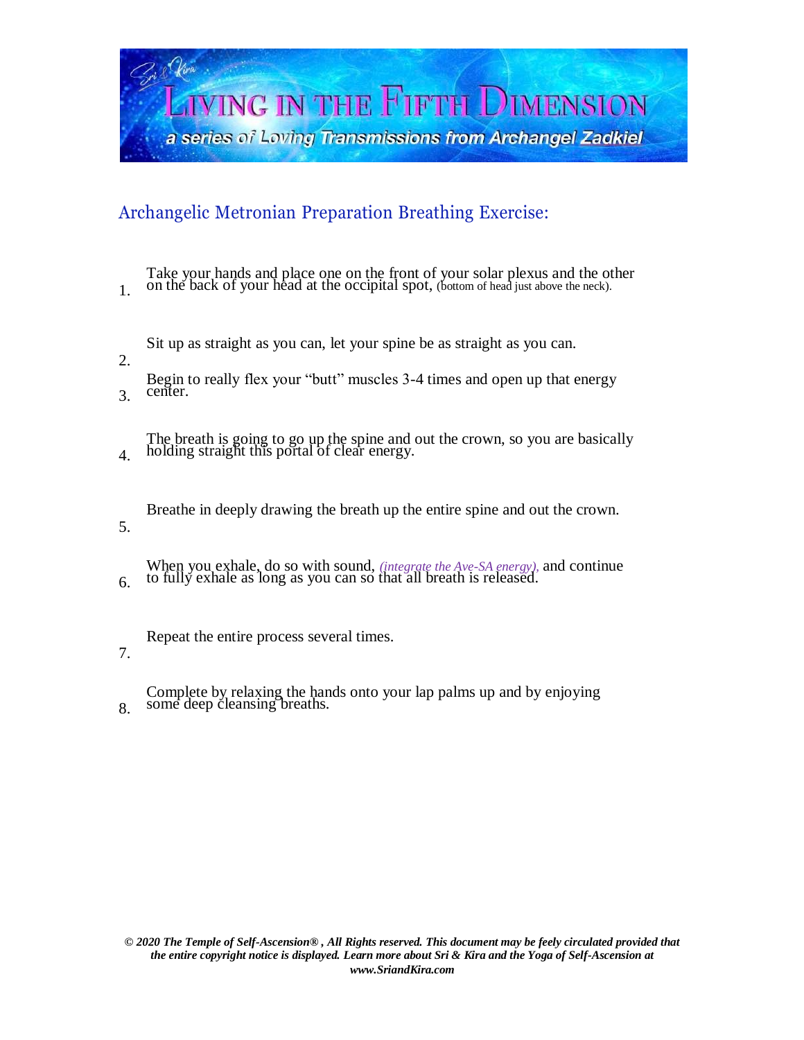## Archangelic Metronian Preparation Breathing Exercise:

1. Take your hands and place one on the front of your solar plexus and the other on the back of your head at the occipital spot, (bottom of head just above the neck).

2. Sit up as straight as you can, let your spine be as straight as you can.

3. Begin to really flex your "butt" muscles 3-4 times and open up that energy center.

4. The breath is going to go up the spine and out the crown, so you are basically holding straight this portal of clear energy.

5. Breathe in deeply drawing the breath up the entire spine and out the crown.

6. When you exhale, do so with sound, *(integrate the Ave-SA energy),* and continue to fully exhale as long as you can so that all breath is released.

7. Repeat the entire process several times.

8. Complete by relaxing the hands onto your lap palms up and by enjoying some deep cleansing breaths.